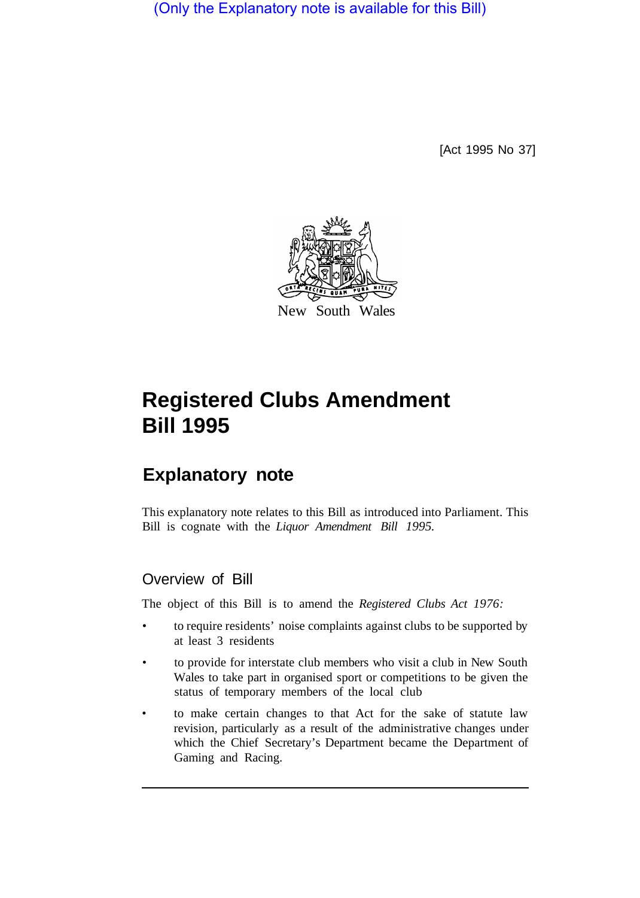(Only the Explanatory note is available for this Bill)

[Act 1995 No 37]

New South Wales

# Registered Clubs Amendment Bill 1995

## Explanatory note

This explanatory note relates to this Bill as introduced into Parliament. This Bill is cognate with the *Liquor Amendment Bill 1995*.

### Overview of Bill

The object of this Bill is to amend the *Registered Clubs Act 1976:*

- to require residents' noise complaints against clubs to be supported by at least 3 residents
- to provide for interstate club members who visit a club in New South Wales to take part in organised sport or competitions to be given the status of temporary members of the local club
- to make certain changes to that Act for the sake of statute law revision, particularly as a result of the administrative changes under which the Chief Secretary's Department became the Department of Gaming and Racing.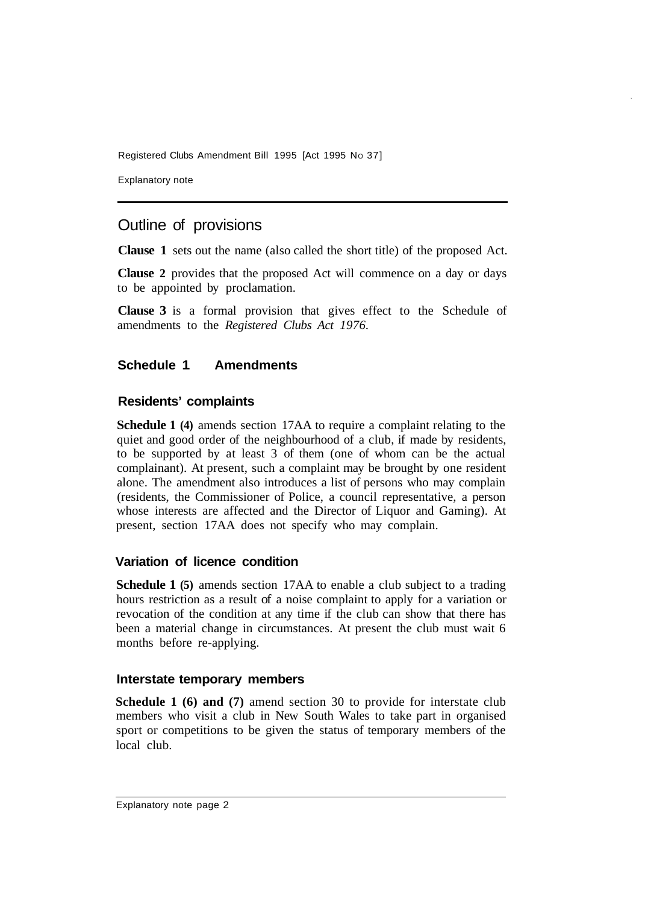## Outline of provisions

**Clause 1** sets out the name (also called the short title) of the proposed Act.

**Clause 2** provides that the proposed Act will commence on a day or days to be appointed by proclamation.

**Clause 3** is a formal provision that gives effect to the Schedule of amendments to the *Registered Clubs Act 1976*.

### Schedule 1 Amendments

#### Residents' complaints

**Schedule 1 (4)** amends section 17AA to require a complaint relating to the quiet and good order of the neighbourhood of a club, if made by residents, to be supported by at least 3 of them (one of whom can be the actual complainant). At present, such a complaint may be brought by one resident alone. The amendment also introduces a list of persons who may complain (residents, the Commissioner of Police, a council representative, a person whose interests are affected and the Director of Liquor and Gaming). At present, section 17AA does not specify who may complain.

#### Variation of licence condition

**Schedule 1 (5)** amends section 17AA to enable a club subject to a trading hours restriction as a result of a noise complaint to apply for a variation or revocation of the condition at any time if the club can show that there has been a material change in circumstances. At present the club must wait 6 months before re-applying.

#### Interstate temporary members

**Schedule 1 (6) and (7)** amend section 30 to provide for interstate club members who visit a club in New South Wales to take part in organised sport or competitions to be given the status of temporary members of the local club.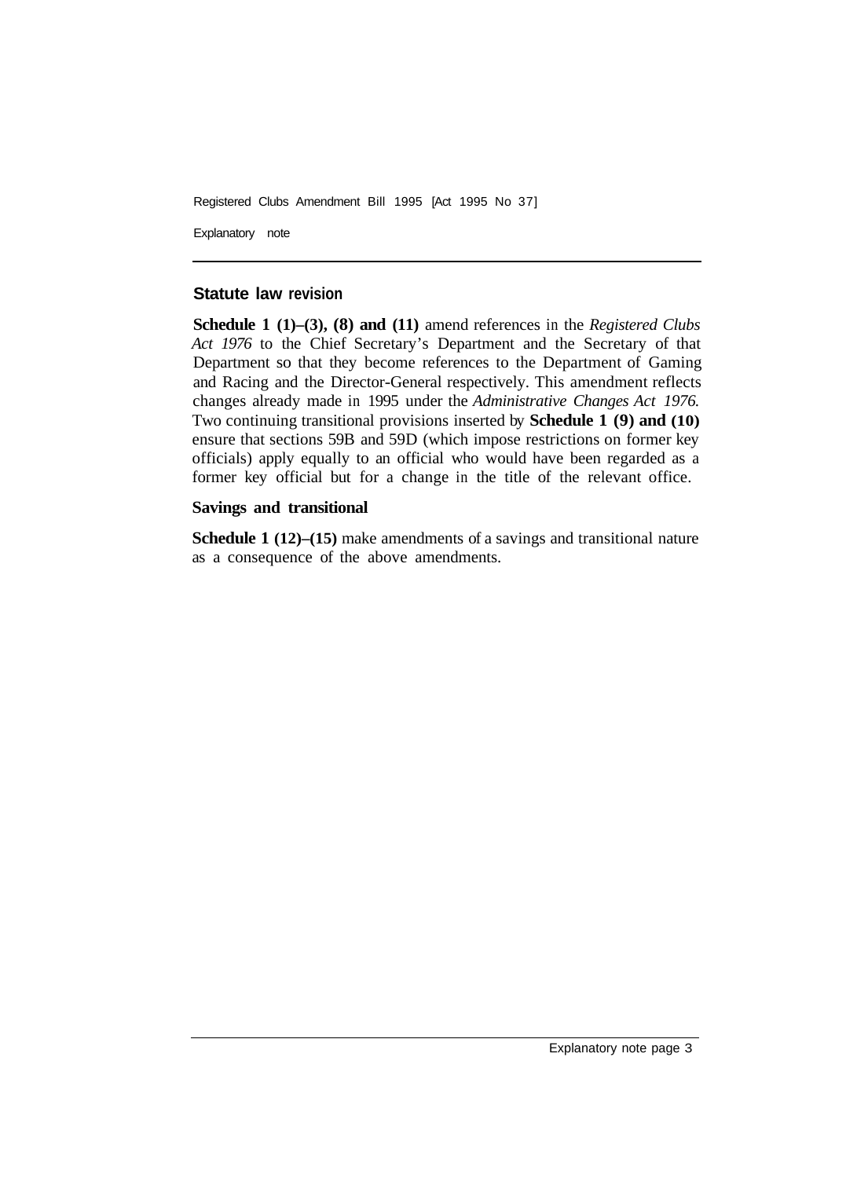## Statute law revision

**Schedule 1 (1)–(3), (8) and (11)** amend references in the *Registered Clubs Act 1976* to the Chief Secretary's Department and the Secretary of that Department so that they become references to the Department of Gaming and Racing and the Director-General respectively. This amendment reflects changes already made in 1995 under the *Administrative Changes Act 1976.* Two continuing transitional provisions inserted by **Schedule 1 (9) and (10)** ensure that sections 59B and 59D (which impose restrictions on former key officials) apply equally to an official who would have been regarded as a former key official but for a change in the title of the relevant office.

## Savings and transitional

**Schedule 1 (12)–(15)** make amendments of a savings and transitional nature as a consequence of the above amendments.